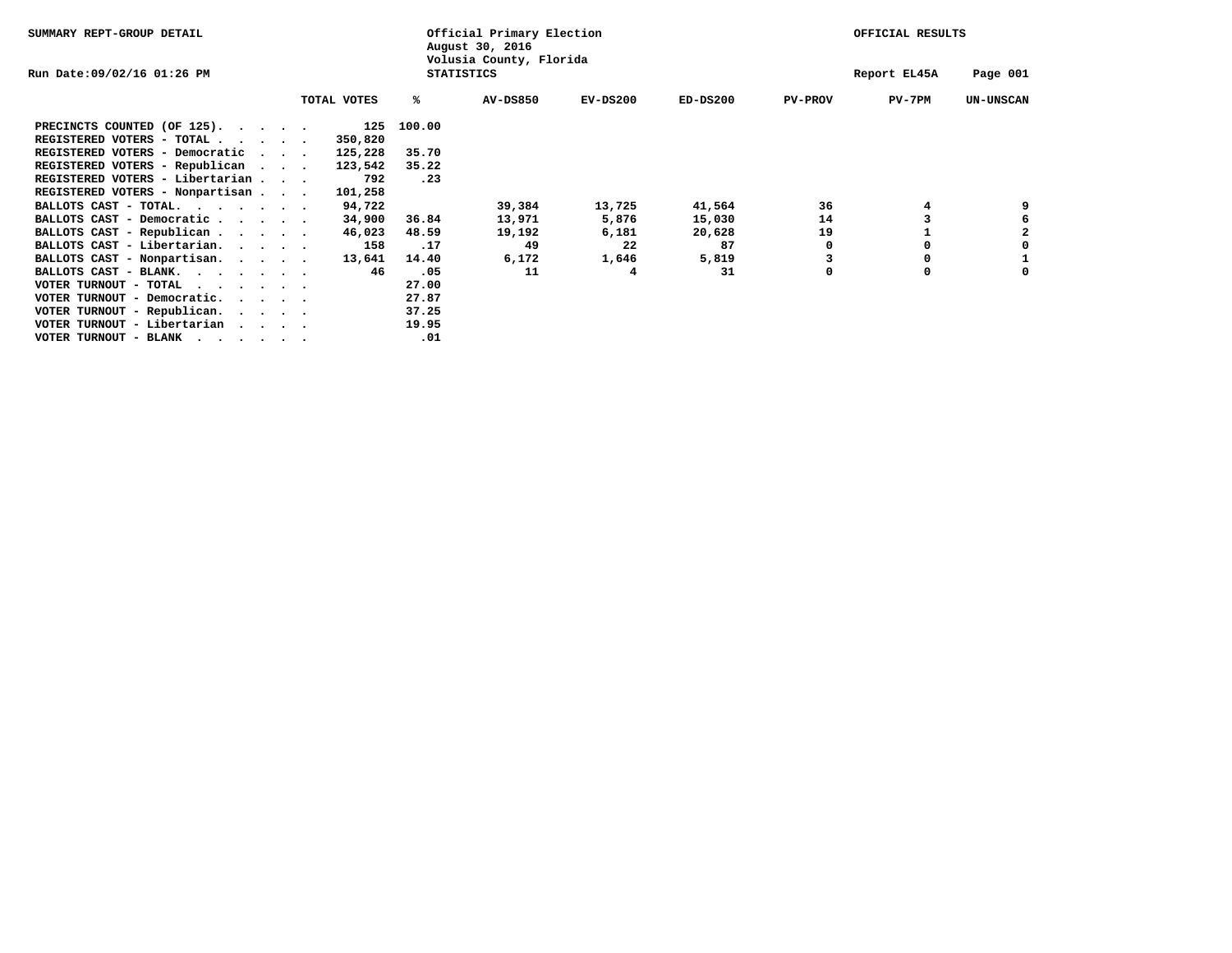SUMMARY REPT-GROUP DETAIL

Official Primary Election
August 30, 2016
Volusia County, Florida

OFFICIAL RESULTS

Run Date:09/02/16 01:26 PM

STATISTICS

Report EL45A

| | TOTAL VOTES | % | AV-DS850 | EV-DS200 | ED-DS200 | PV-PROV | PV-7PM | UN-UNSCAN |
|---|---|---|---|---|---|---|---|---|
| PRECINCTS COUNTED (OF 125). . . . . | 125 | 100.00 | | | | | | |
| REGISTERED VOTERS - TOTAL . . . . . | 350,820 | | | | | | | |
| REGISTERED VOTERS - Democratic . . . | 125,228 | 35.70 | | | | | | |
| REGISTERED VOTERS - Republican . . . | 123,542 | 35.22 | | | | | | |
| REGISTERED VOTERS - Libertarian . . . | 792 | .23 | | | | | | |
| REGISTERED VOTERS - Nonpartisan . . . | 101,258 | | | | | | | |
| BALLOTS CAST - TOTAL. . . . . . . | 94,722 | | 39,384 | 13,725 | 41,564 | 36 | 4 | 9 |
| BALLOTS CAST - Democratic . . . . . | 34,900 | 36.84 | 13,971 | 5,876 | 15,030 | 14 | 3 | 6 |
| BALLOTS CAST - Republican . . . . . | 46,023 | 48.59 | 19,192 | 6,181 | 20,628 | 19 | 1 | 2 |
| BALLOTS CAST - Libertarian. . . . . | 158 | .17 | 49 | 22 | 87 | 0 | 0 | 0 |
| BALLOTS CAST - Nonpartisan. . . . . | 13,641 | 14.40 | 6,172 | 1,646 | 5,819 | 3 | 0 | 1 |
| BALLOTS CAST - BLANK. . . . . . . | 46 | .05 | 11 | 4 | 31 | 0 | 0 | 0 |
| VOTER TURNOUT - TOTAL . . . . . . | | 27.00 | | | | | | |
| VOTER TURNOUT - Democratic. . . . . | | 27.87 | | | | | | |
| VOTER TURNOUT - Republican. . . . . | | 37.25 | | | | | | |
| VOTER TURNOUT - Libertarian . . . . | | 19.95 | | | | | | |
| VOTER TURNOUT - BLANK . . . . . . | | .01 | | | | | | |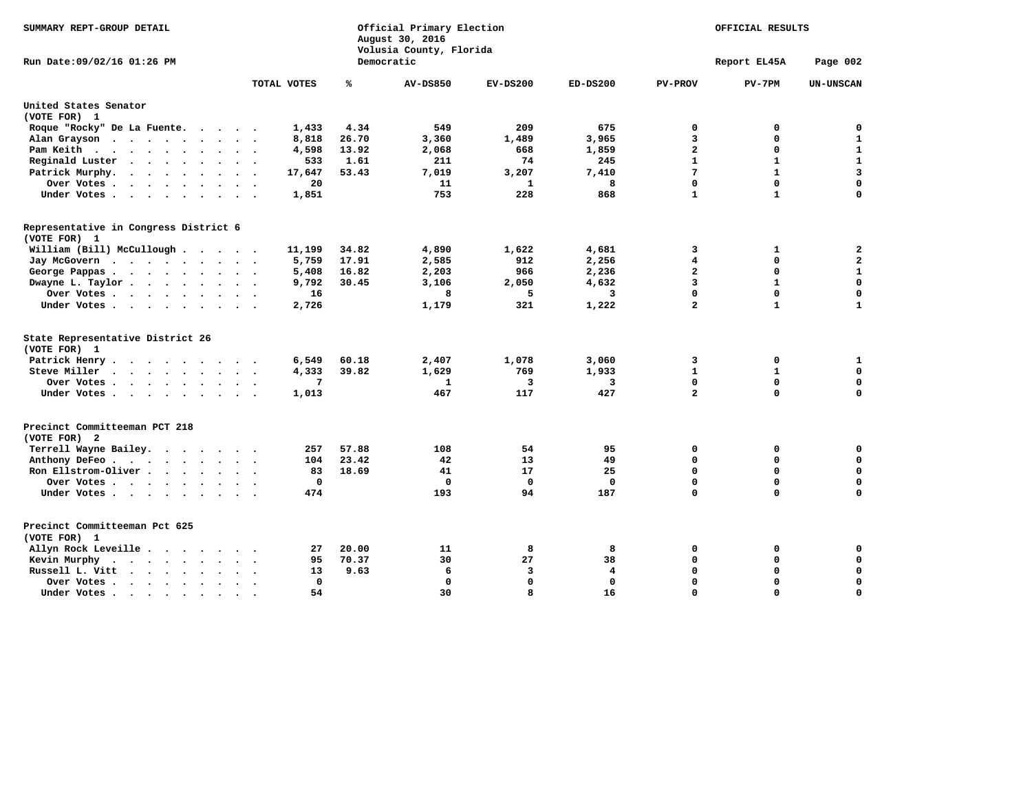SUMMARY REPT-GROUP DETAIL

Official Primary Election
August 30, 2016
Volusia County, Florida
Democratic

OFFICIAL RESULTS

Run Date:09/02/16 01:26 PM

Report EL45A

## United States Senator
(VOTE FOR) 1

| | TOTAL VOTES | % | AV-DS850 | EV-DS200 | ED-DS200 | PV-PROV | PV-7PM | UN-UNSCAN |
|---|---|---|---|---|---|---|---|---|
| Roque "Rocky" De La Fuente | 1,433 | 4.34 | 549 | 209 | 675 | 0 | 0 | 0 |
| Alan Grayson | 8,818 | 26.70 | 3,360 | 1,489 | 3,965 | 3 | 0 | 1 |
| Pam Keith | 4,598 | 13.92 | 2,068 | 668 | 1,859 | 2 | 0 | 1 |
| Reginald Luster | 533 | 1.61 | 211 | 74 | 245 | 1 | 1 | 1 |
| Patrick Murphy | 17,647 | 53.43 | 7,019 | 3,207 | 7,410 | 7 | 1 | 3 |
| Over Votes | 20 | | 11 | 1 | 8 | 0 | 0 | 0 |
| Under Votes | 1,851 | | 753 | 228 | 868 | 1 | 1 | 0 |

## Representative in Congress District 6
(VOTE FOR) 1

| | TOTAL VOTES | % | AV-DS850 | EV-DS200 | ED-DS200 | PV-PROV | PV-7PM | UN-UNSCAN |
|---|---|---|---|---|---|---|---|---|
| William (Bill) McCullough | 11,199 | 34.82 | 4,890 | 1,622 | 4,681 | 3 | 1 | 2 |
| Jay McGovern | 5,759 | 17.91 | 2,585 | 912 | 2,256 | 4 | 0 | 2 |
| George Pappas | 5,408 | 16.82 | 2,203 | 966 | 2,236 | 2 | 0 | 1 |
| Dwayne L. Taylor | 9,792 | 30.45 | 3,106 | 2,050 | 4,632 | 3 | 1 | 0 |
| Over Votes | 16 | | 8 | 5 | 3 | 0 | 0 | 0 |
| Under Votes | 2,726 | | 1,179 | 321 | 1,222 | 2 | 1 | 1 |

## State Representative District 26
(VOTE FOR) 1

| | TOTAL VOTES | % | AV-DS850 | EV-DS200 | ED-DS200 | PV-PROV | PV-7PM | UN-UNSCAN |
|---|---|---|---|---|---|---|---|---|
| Patrick Henry | 6,549 | 60.18 | 2,407 | 1,078 | 3,060 | 3 | 0 | 1 |
| Steve Miller | 4,333 | 39.82 | 1,629 | 769 | 1,933 | 1 | 1 | 0 |
| Over Votes | 7 | | 1 | 3 | 3 | 0 | 0 | 0 |
| Under Votes | 1,013 | | 467 | 117 | 427 | 2 | 0 | 0 |

## Precinct Committeeman PCT 218
(VOTE FOR) 2

| | TOTAL VOTES | % | AV-DS850 | EV-DS200 | ED-DS200 | PV-PROV | PV-7PM | UN-UNSCAN |
|---|---|---|---|---|---|---|---|---|
| Terrell Wayne Bailey | 257 | 57.88 | 108 | 54 | 95 | 0 | 0 | 0 |
| Anthony DeFeo | 104 | 23.42 | 42 | 13 | 49 | 0 | 0 | 0 |
| Ron Ellstrom-Oliver | 83 | 18.69 | 41 | 17 | 25 | 0 | 0 | 0 |
| Over Votes | 0 | | 0 | 0 | 0 | 0 | 0 | 0 |
| Under Votes | 474 | | 193 | 94 | 187 | 0 | 0 | 0 |

## Precinct Committeeman Pct 625
(VOTE FOR) 1

| | TOTAL VOTES | % | AV-DS850 | EV-DS200 | ED-DS200 | PV-PROV | PV-7PM | UN-UNSCAN |
|---|---|---|---|---|---|---|---|---|
| Allyn Rock Leveille | 27 | 20.00 | 11 | 8 | 8 | 0 | 0 | 0 |
| Kevin Murphy | 95 | 70.37 | 30 | 27 | 38 | 0 | 0 | 0 |
| Russell L. Vitt | 13 | 9.63 | 6 | 3 | 4 | 0 | 0 | 0 |
| Over Votes | 0 | | 0 | 0 | 0 | 0 | 0 | 0 |
| Under Votes | 54 | | 30 | 8 | 16 | 0 | 0 | 0 |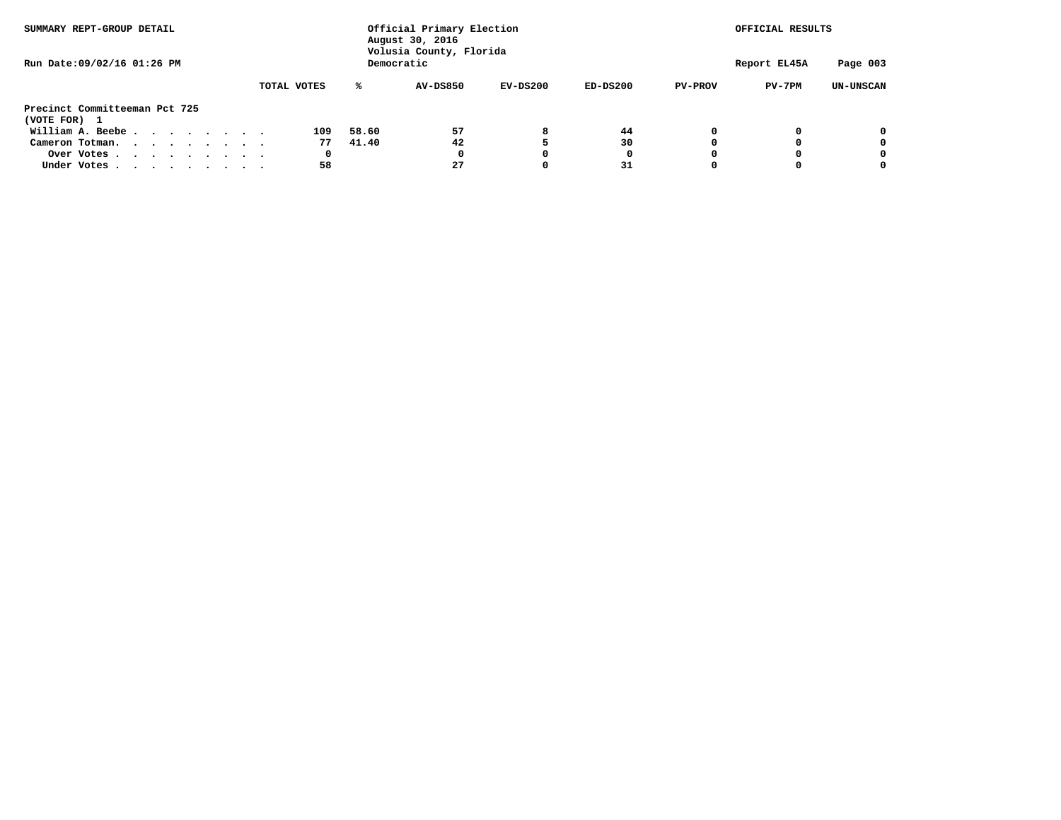SUMMARY REPT-GROUP DETAIL

Official Primary Election
August 30, 2016
Volusia County, Florida
Democratic

OFFICIAL RESULTS

Run Date:09/02/16 01:26 PM

Report EL45A

| | TOTAL VOTES | % | AV-DS850 | EV-DS200 | ED-DS200 | PV-PROV | PV-7PM | UN-UNSCAN |
|---|---|---|---|---|---|---|---|---|
| **Precinct Committeeman Pct 725** | | | | | | | | |
| **(VOTE FOR) 1** | | | | | | | | |
| William A. Beebe | 109 | 58.60 | 57 | 8 | 44 | 0 | 0 | 0 |
| Cameron Totman | 77 | 41.40 | 42 | 5 | 30 | 0 | 0 | 0 |
| Over Votes | 0 | | 0 | 0 | 0 | 0 | 0 | 0 |
| Under Votes | 58 | | 27 | 0 | 31 | 0 | 0 | 0 |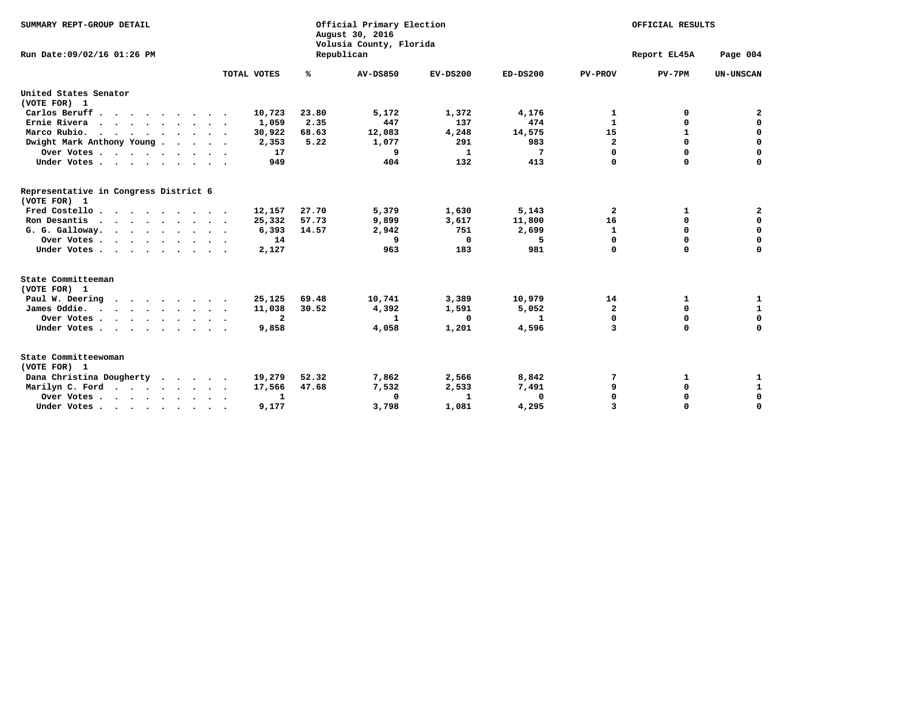SUMMARY REPT-GROUP DETAIL

Official Primary Election
August 30, 2016
Volusia County, Florida
Republican

OFFICIAL RESULTS

Run Date:09/02/16 01:26 PM

Report EL45A

| | TOTAL VOTES | % | AV-DS850 | EV-DS200 | ED-DS200 | PV-PROV | PV-7PM | UN-UNSCAN |
|---|---|---|---|---|---|---|---|---|
| **United States Senator** | | | | | | | | |
| **(VOTE FOR) 1** | | | | | | | | |
| Carlos Beruff | 10,723 | 23.80 | 5,172 | 1,372 | 4,176 | 1 | 0 | 2 |
| Ernie Rivera | 1,059 | 2.35 | 447 | 137 | 474 | 1 | 0 | 0 |
| Marco Rubio. | 30,922 | 68.63 | 12,083 | 4,248 | 14,575 | 15 | 1 | 0 |
| Dwight Mark Anthony Young | 2,353 | 5.22 | 1,077 | 291 | 983 | 2 | 0 | 0 |
| Over Votes | 17 | | 9 | 1 | 7 | 0 | 0 | 0 |
| Under Votes | 949 | | 404 | 132 | 413 | 0 | 0 | 0 |
| **Representative in Congress District 6** | | | | | | | | |
| **(VOTE FOR) 1** | | | | | | | | |
| Fred Costello | 12,157 | 27.70 | 5,379 | 1,630 | 5,143 | 2 | 1 | 2 |
| Ron Desantis | 25,332 | 57.73 | 9,899 | 3,617 | 11,800 | 16 | 0 | 0 |
| G. G. Galloway. | 6,393 | 14.57 | 2,942 | 751 | 2,699 | 1 | 0 | 0 |
| Over Votes | 14 | | 9 | 0 | 5 | 0 | 0 | 0 |
| Under Votes | 2,127 | | 963 | 183 | 981 | 0 | 0 | 0 |
| **State Committeeman** | | | | | | | | |
| **(VOTE FOR) 1** | | | | | | | | |
| Paul W. Deering | 25,125 | 69.48 | 10,741 | 3,389 | 10,979 | 14 | 1 | 1 |
| James Oddie. | 11,038 | 30.52 | 4,392 | 1,591 | 5,052 | 2 | 0 | 1 |
| Over Votes | 2 | | 1 | 0 | 1 | 0 | 0 | 0 |
| Under Votes | 9,858 | | 4,058 | 1,201 | 4,596 | 3 | 0 | 0 |
| **State Committeewoman** | | | | | | | | |
| **(VOTE FOR) 1** | | | | | | | | |
| Dana Christina Dougherty | 19,279 | 52.32 | 7,862 | 2,566 | 8,842 | 7 | 1 | 1 |
| Marilyn C. Ford | 17,566 | 47.68 | 7,532 | 2,533 | 7,491 | 9 | 0 | 1 |
| Over Votes | 1 | | 0 | 1 | 0 | 0 | 0 | 0 |
| Under Votes | 9,177 | | 3,798 | 1,081 | 4,295 | 3 | 0 | 0 |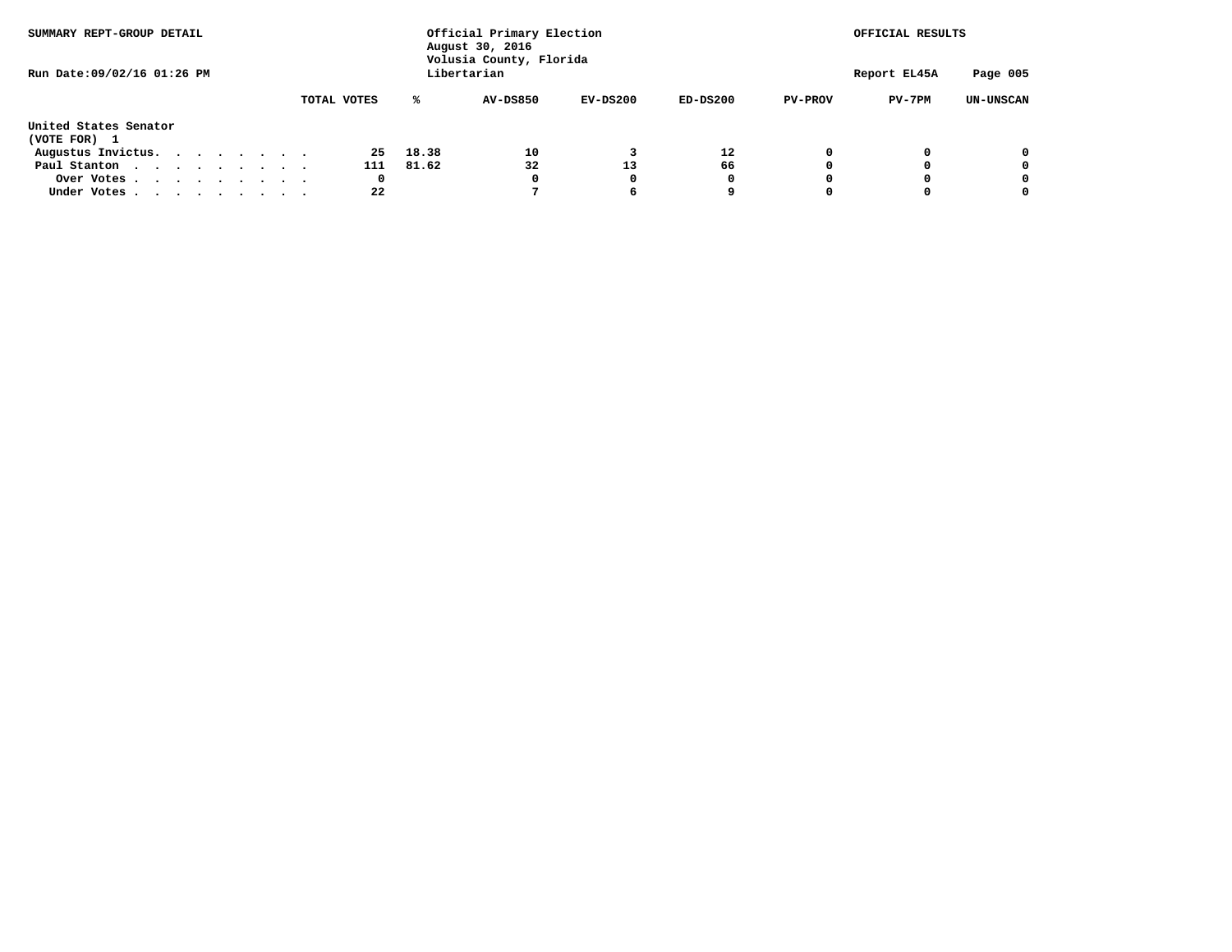SUMMARY REPT-GROUP DETAIL

Run Date:09/02/16 01:26 PM

Official Primary Election
August 30, 2016
Volusia County, Florida
Libertarian

OFFICIAL RESULTS

Report EL45A

## United States Senator
(VOTE FOR) 1

| | TOTAL VOTES | % | AV-DS850 | EV-DS200 | ED-DS200 | PV-PROV | PV-7PM | UN-UNSCAN |
|---|---|---|---|---|---|---|---|---|
| Augustus Invictus. . . . . . . . | 25 | 18.38 | 10 | 3 | 12 | 0 | 0 | 0 |
| Paul Stanton . . . . . . . . . . | 111 | 81.62 | 32 | 13 | 66 | 0 | 0 | 0 |
| Over Votes . . . . . . . . . . | 0 | | 0 | 0 | 0 | 0 | 0 | 0 |
| Under Votes . . . . . . . . . | 22 | | 7 | 6 | 9 | 0 | 0 | 0 |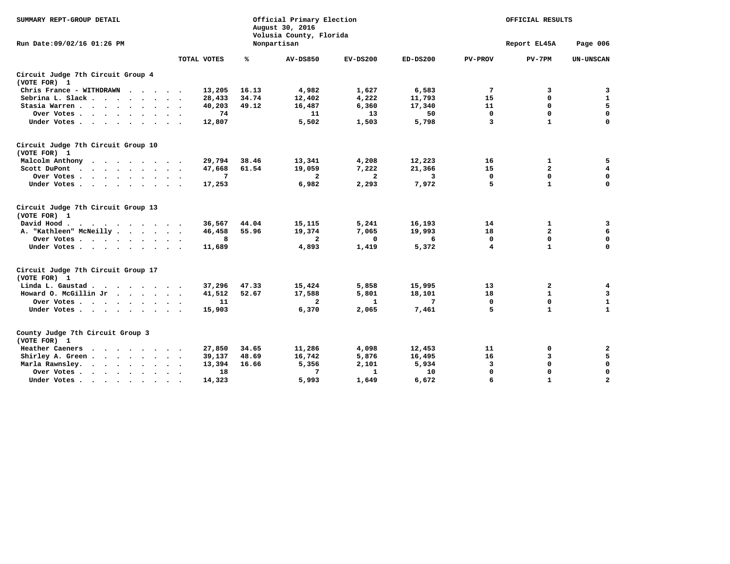SUMMARY REPT-GROUP DETAIL

Official Primary Election
August 30, 2016
Volusia County, Florida
Nonpartisan

OFFICIAL RESULTS

Run Date:09/02/16 01:26 PM

Report EL45A

| | TOTAL VOTES | % | AV-DS850 | EV-DS200 | ED-DS200 | PV-PROV | PV-7PM | UN-UNSCAN |
|---|---|---|---|---|---|---|---|---|
| **Circuit Judge 7th Circuit Group 4 (VOTE FOR) 1** | | | | | | | | |
| Chris France - WITHDRAWN | 13,205 | 16.13 | 4,982 | 1,627 | 6,583 | 7 | 3 | 3 |
| Sebrina L. Slack | 28,433 | 34.74 | 12,402 | 4,222 | 11,793 | 15 | 0 | 1 |
| Stasia Warren | 40,203 | 49.12 | 16,487 | 6,360 | 17,340 | 11 | 0 | 5 |
| Over Votes | 74 | | 11 | 13 | 50 | 0 | 0 | 0 |
| Under Votes | 12,807 | | 5,502 | 1,503 | 5,798 | 3 | 1 | 0 |
| **Circuit Judge 7th Circuit Group 10 (VOTE FOR) 1** | | | | | | | | |
| Malcolm Anthony | 29,794 | 38.46 | 13,341 | 4,208 | 12,223 | 16 | 1 | 5 |
| Scott DuPont | 47,668 | 61.54 | 19,059 | 7,222 | 21,366 | 15 | 2 | 4 |
| Over Votes | 7 | | 2 | 2 | 3 | 0 | 0 | 0 |
| Under Votes | 17,253 | | 6,982 | 2,293 | 7,972 | 5 | 1 | 0 |
| **Circuit Judge 7th Circuit Group 13 (VOTE FOR) 1** | | | | | | | | |
| David Hood | 36,567 | 44.04 | 15,115 | 5,241 | 16,193 | 14 | 1 | 3 |
| A. "Kathleen" McNeilly | 46,458 | 55.96 | 19,374 | 7,065 | 19,993 | 18 | 2 | 6 |
| Over Votes | 8 | | 2 | 0 | 6 | 0 | 0 | 0 |
| Under Votes | 11,689 | | 4,893 | 1,419 | 5,372 | 4 | 1 | 0 |
| **Circuit Judge 7th Circuit Group 17 (VOTE FOR) 1** | | | | | | | | |
| Linda L. Gaustad | 37,296 | 47.33 | 15,424 | 5,858 | 15,995 | 13 | 2 | 4 |
| Howard O. McGillin Jr | 41,512 | 52.67 | 17,588 | 5,801 | 18,101 | 18 | 1 | 3 |
| Over Votes | 11 | | 2 | 1 | 7 | 0 | 0 | 1 |
| Under Votes | 15,903 | | 6,370 | 2,065 | 7,461 | 5 | 1 | 1 |
| **County Judge 7th Circuit Group 3 (VOTE FOR) 1** | | | | | | | | |
| Heather Caeners | 27,850 | 34.65 | 11,286 | 4,098 | 12,453 | 11 | 0 | 2 |
| Shirley A. Green | 39,137 | 48.69 | 16,742 | 5,876 | 16,495 | 16 | 3 | 5 |
| Marla Rawnsley | 13,394 | 16.66 | 5,356 | 2,101 | 5,934 | 3 | 0 | 0 |
| Over Votes | 18 | | 7 | 1 | 10 | 0 | 0 | 0 |
| Under Votes | 14,323 | | 5,993 | 1,649 | 6,672 | 6 | 1 | 2 |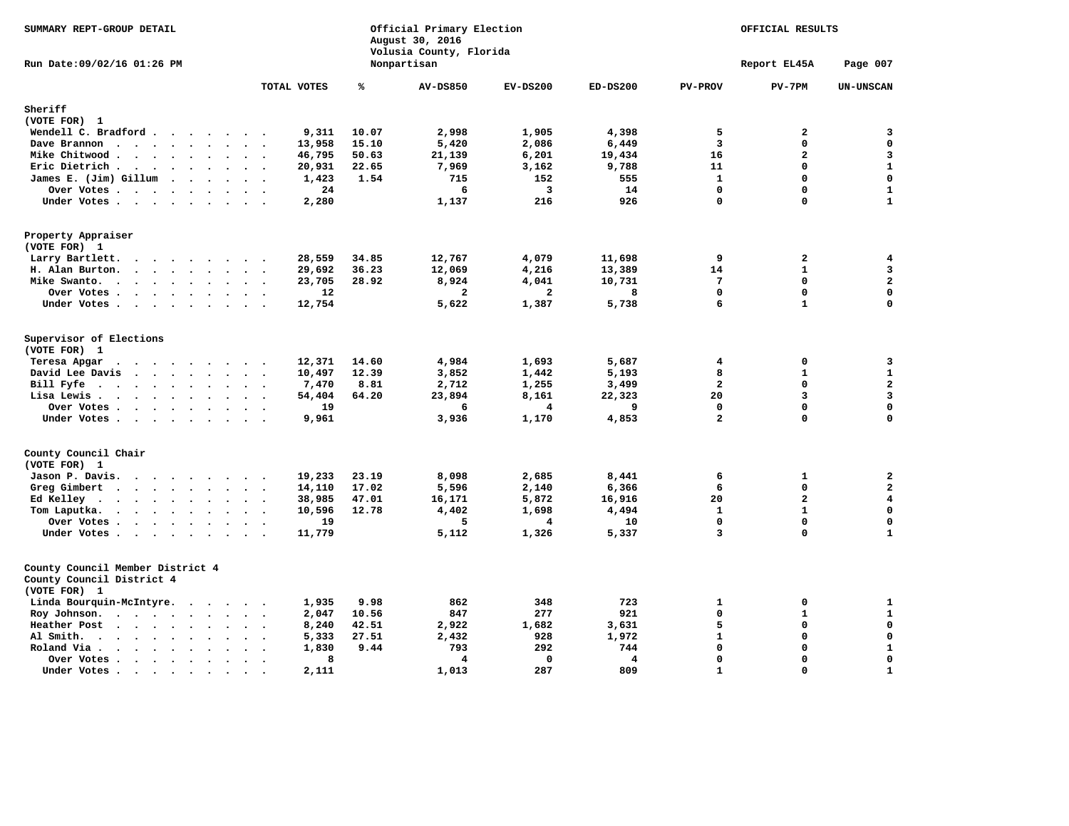SUMMARY REPT-GROUP DETAIL

Official Primary Election
August 30, 2016
Volusia County, Florida
Nonpartisan

OFFICIAL RESULTS

Run Date:09/02/16 01:26 PM

Report EL45A

## Sheriff
(VOTE FOR) 1

| | TOTAL VOTES | % | AV-DS850 | EV-DS200 | ED-DS200 | PV-PROV | PV-7PM | UN-UNSCAN |
|---|---|---|---|---|---|---|---|---|
| Wendell C. Bradford | 9,311 | 10.07 | 2,998 | 1,905 | 4,398 | 5 | 2 | 3 |
| Dave Brannon | 13,958 | 15.10 | 5,420 | 2,086 | 6,449 | 3 | 0 | 0 |
| Mike Chitwood | 46,795 | 50.63 | 21,139 | 6,201 | 19,434 | 16 | 2 | 3 |
| Eric Dietrich | 20,931 | 22.65 | 7,969 | 3,162 | 9,788 | 11 | 0 | 1 |
| James E. (Jim) Gillum | 1,423 | 1.54 | 715 | 152 | 555 | 1 | 0 | 0 |
| Over Votes | 24 | | 6 | 3 | 14 | 0 | 0 | 1 |
| Under Votes | 2,280 | | 1,137 | 216 | 926 | 0 | 0 | 1 |

## Property Appraiser
(VOTE FOR) 1

| | TOTAL VOTES | % | AV-DS850 | EV-DS200 | ED-DS200 | PV-PROV | PV-7PM | UN-UNSCAN |
|---|---|---|---|---|---|---|---|---|
| Larry Bartlett | 28,559 | 34.85 | 12,767 | 4,079 | 11,698 | 9 | 2 | 4 |
| H. Alan Burton | 29,692 | 36.23 | 12,069 | 4,216 | 13,389 | 14 | 1 | 3 |
| Mike Swanto | 23,705 | 28.92 | 8,924 | 4,041 | 10,731 | 7 | 0 | 2 |
| Over Votes | 12 | | 2 | 2 | 8 | 0 | 0 | 0 |
| Under Votes | 12,754 | | 5,622 | 1,387 | 5,738 | 6 | 1 | 0 |

## Supervisor of Elections
(VOTE FOR) 1

| | TOTAL VOTES | % | AV-DS850 | EV-DS200 | ED-DS200 | PV-PROV | PV-7PM | UN-UNSCAN |
|---|---|---|---|---|---|---|---|---|
| Teresa Apgar | 12,371 | 14.60 | 4,984 | 1,693 | 5,687 | 4 | 0 | 3 |
| David Lee Davis | 10,497 | 12.39 | 3,852 | 1,442 | 5,193 | 8 | 1 | 1 |
| Bill Fyfe | 7,470 | 8.81 | 2,712 | 1,255 | 3,499 | 2 | 0 | 2 |
| Lisa Lewis | 54,404 | 64.20 | 23,894 | 8,161 | 22,323 | 20 | 3 | 3 |
| Over Votes | 19 | | 6 | 4 | 9 | 0 | 0 | 0 |
| Under Votes | 9,961 | | 3,936 | 1,170 | 4,853 | 2 | 0 | 0 |

## County Council Chair
(VOTE FOR) 1

| | TOTAL VOTES | % | AV-DS850 | EV-DS200 | ED-DS200 | PV-PROV | PV-7PM | UN-UNSCAN |
|---|---|---|---|---|---|---|---|---|
| Jason P. Davis | 19,233 | 23.19 | 8,098 | 2,685 | 8,441 | 6 | 1 | 2 |
| Greg Gimbert | 14,110 | 17.02 | 5,596 | 2,140 | 6,366 | 6 | 0 | 2 |
| Ed Kelley | 38,985 | 47.01 | 16,171 | 5,872 | 16,916 | 20 | 2 | 4 |
| Tom Laputka | 10,596 | 12.78 | 4,402 | 1,698 | 4,494 | 1 | 1 | 0 |
| Over Votes | 19 | | 5 | 4 | 10 | 0 | 0 | 0 |
| Under Votes | 11,779 | | 5,112 | 1,326 | 5,337 | 3 | 0 | 1 |

## County Council Member District 4
County Council District 4
(VOTE FOR) 1

| | TOTAL VOTES | % | AV-DS850 | EV-DS200 | ED-DS200 | PV-PROV | PV-7PM | UN-UNSCAN |
|---|---|---|---|---|---|---|---|---|
| Linda Bourquin-McIntyre | 1,935 | 9.98 | 862 | 348 | 723 | 1 | 0 | 1 |
| Roy Johnson | 2,047 | 10.56 | 847 | 277 | 921 | 0 | 1 | 1 |
| Heather Post | 8,240 | 42.51 | 2,922 | 1,682 | 3,631 | 5 | 0 | 0 |
| Al Smith | 5,333 | 27.51 | 2,432 | 928 | 1,972 | 1 | 0 | 0 |
| Roland Via | 1,830 | 9.44 | 793 | 292 | 744 | 0 | 0 | 1 |
| Over Votes | 8 | | 4 | 0 | 4 | 0 | 0 | 0 |
| Under Votes | 2,111 | | 1,013 | 287 | 809 | 1 | 0 | 1 |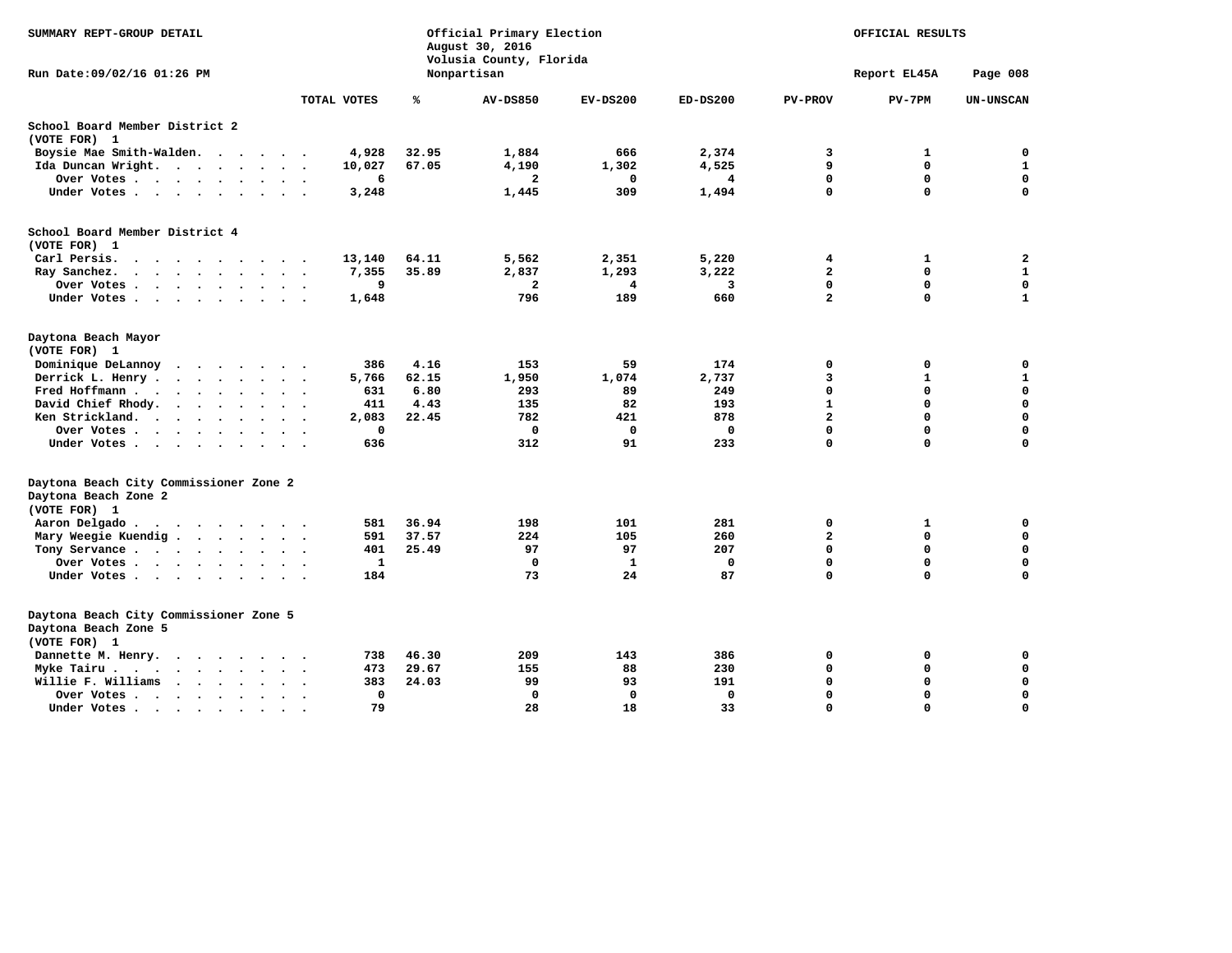SUMMARY REPT-GROUP DETAIL

Official Primary Election
August 30, 2016
Volusia County, Florida
Nonpartisan

OFFICIAL RESULTS

Run Date:09/02/16 01:26 PM

Report EL45A

| | TOTAL VOTES | % | AV-DS850 | EV-DS200 | ED-DS200 | PV-PROV | PV-7PM | UN-UNSCAN |
|---|---|---|---|---|---|---|---|---|
| **School Board Member District 2** | | | | | | | | |
| **(VOTE FOR) 1** | | | | | | | | |
| Boysie Mae Smith-Walden | 4,928 | 32.95 | 1,884 | 666 | 2,374 | 3 | 1 | 0 |
| Ida Duncan Wright | 10,027 | 67.05 | 4,190 | 1,302 | 4,525 | 9 | 0 | 1 |
| Over Votes | 6 | | 2 | 0 | 4 | 0 | 0 | 0 |
| Under Votes | 3,248 | | 1,445 | 309 | 1,494 | 0 | 0 | 0 |
| **School Board Member District 4** | | | | | | | | |
| **(VOTE FOR) 1** | | | | | | | | |
| Carl Persis | 13,140 | 64.11 | 5,562 | 2,351 | 5,220 | 4 | 1 | 2 |
| Ray Sanchez | 7,355 | 35.89 | 2,837 | 1,293 | 3,222 | 2 | 0 | 1 |
| Over Votes | 9 | | 2 | 4 | 3 | 0 | 0 | 0 |
| Under Votes | 1,648 | | 796 | 189 | 660 | 2 | 0 | 1 |
| **Daytona Beach Mayor** | | | | | | | | |
| **(VOTE FOR) 1** | | | | | | | | |
| Dominique DeLannoy | 386 | 4.16 | 153 | 59 | 174 | 0 | 0 | 0 |
| Derrick L. Henry | 5,766 | 62.15 | 1,950 | 1,074 | 2,737 | 3 | 1 | 1 |
| Fred Hoffmann | 631 | 6.80 | 293 | 89 | 249 | 0 | 0 | 0 |
| David Chief Rhody | 411 | 4.43 | 135 | 82 | 193 | 1 | 0 | 0 |
| Ken Strickland | 2,083 | 22.45 | 782 | 421 | 878 | 2 | 0 | 0 |
| Over Votes | 0 | | 0 | 0 | 0 | 0 | 0 | 0 |
| Under Votes | 636 | | 312 | 91 | 233 | 0 | 0 | 0 |
| **Daytona Beach City Commissioner Zone 2** | | | | | | | | |
| **Daytona Beach Zone 2** | | | | | | | | |
| **(VOTE FOR) 1** | | | | | | | | |
| Aaron Delgado | 581 | 36.94 | 198 | 101 | 281 | 0 | 1 | 0 |
| Mary Weegie Kuendig | 591 | 37.57 | 224 | 105 | 260 | 2 | 0 | 0 |
| Tony Servance | 401 | 25.49 | 97 | 97 | 207 | 0 | 0 | 0 |
| Over Votes | 1 | | 0 | 1 | 0 | 0 | 0 | 0 |
| Under Votes | 184 | | 73 | 24 | 87 | 0 | 0 | 0 |
| **Daytona Beach City Commissioner Zone 5** | | | | | | | | |
| **Daytona Beach Zone 5** | | | | | | | | |
| **(VOTE FOR) 1** | | | | | | | | |
| Dannette M. Henry | 738 | 46.30 | 209 | 143 | 386 | 0 | 0 | 0 |
| Myke Tairu | 473 | 29.67 | 155 | 88 | 230 | 0 | 0 | 0 |
| Willie F. Williams | 383 | 24.03 | 99 | 93 | 191 | 0 | 0 | 0 |
| Over Votes | 0 | | 0 | 0 | 0 | 0 | 0 | 0 |
| Under Votes | 79 | | 28 | 18 | 33 | 0 | 0 | 0 |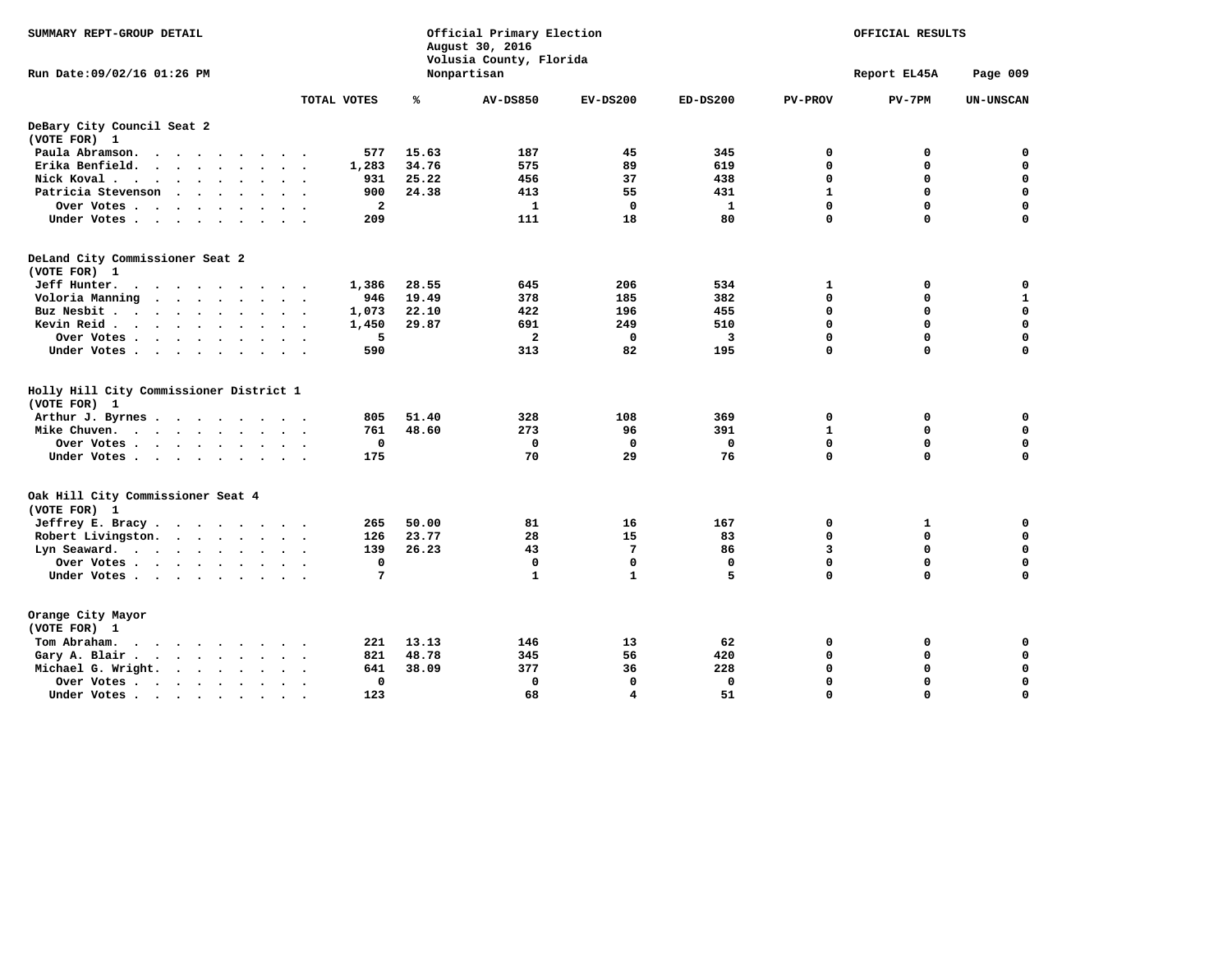SUMMARY REPT-GROUP DETAIL

Official Primary Election
August 30, 2016
Volusia County, Florida
Nonpartisan

OFFICIAL RESULTS

Run Date:09/02/16 01:26 PM

Report EL45A

| | TOTAL VOTES | % | AV-DS850 | EV-DS200 | ED-DS200 | PV-PROV | PV-7PM | UN-UNSCAN |
|---|---|---|---|---|---|---|---|---|
| **DeBary City Council Seat 2** | | | | | | | | |
| **(VOTE FOR) 1** | | | | | | | | |
| Paula Abramson | 577 | 15.63 | 187 | 45 | 345 | 0 | 0 | 0 |
| Erika Benfield | 1,283 | 34.76 | 575 | 89 | 619 | 0 | 0 | 0 |
| Nick Koval | 931 | 25.22 | 456 | 37 | 438 | 0 | 0 | 0 |
| Patricia Stevenson | 900 | 24.38 | 413 | 55 | 431 | 1 | 0 | 0 |
| Over Votes | 2 | | 1 | 0 | 1 | 0 | 0 | 0 |
| Under Votes | 209 | | 111 | 18 | 80 | 0 | 0 | 0 |
| **DeLand City Commissioner Seat 2** | | | | | | | | |
| **(VOTE FOR) 1** | | | | | | | | |
| Jeff Hunter | 1,386 | 28.55 | 645 | 206 | 534 | 1 | 0 | 0 |
| Voloria Manning | 946 | 19.49 | 378 | 185 | 382 | 0 | 0 | 1 |
| Buz Nesbit | 1,073 | 22.10 | 422 | 196 | 455 | 0 | 0 | 0 |
| Kevin Reid | 1,450 | 29.87 | 691 | 249 | 510 | 0 | 0 | 0 |
| Over Votes | 5 | | 2 | 0 | 3 | 0 | 0 | 0 |
| Under Votes | 590 | | 313 | 82 | 195 | 0 | 0 | 0 |
| **Holly Hill City Commissioner District 1** | | | | | | | | |
| **(VOTE FOR) 1** | | | | | | | | |
| Arthur J. Byrnes | 805 | 51.40 | 328 | 108 | 369 | 0 | 0 | 0 |
| Mike Chuven | 761 | 48.60 | 273 | 96 | 391 | 1 | 0 | 0 |
| Over Votes | 0 | | 0 | 0 | 0 | 0 | 0 | 0 |
| Under Votes | 175 | | 70 | 29 | 76 | 0 | 0 | 0 |
| **Oak Hill City Commissioner Seat 4** | | | | | | | | |
| **(VOTE FOR) 1** | | | | | | | | |
| Jeffrey E. Bracy | 265 | 50.00 | 81 | 16 | 167 | 0 | 1 | 0 |
| Robert Livingston | 126 | 23.77 | 28 | 15 | 83 | 0 | 0 | 0 |
| Lyn Seaward | 139 | 26.23 | 43 | 7 | 86 | 3 | 0 | 0 |
| Over Votes | 0 | | 0 | 0 | 0 | 0 | 0 | 0 |
| Under Votes | 7 | | 1 | 1 | 5 | 0 | 0 | 0 |
| **Orange City Mayor** | | | | | | | | |
| **(VOTE FOR) 1** | | | | | | | | |
| Tom Abraham | 221 | 13.13 | 146 | 13 | 62 | 0 | 0 | 0 |
| Gary A. Blair | 821 | 48.78 | 345 | 56 | 420 | 0 | 0 | 0 |
| Michael G. Wright | 641 | 38.09 | 377 | 36 | 228 | 0 | 0 | 0 |
| Over Votes | 0 | | 0 | 0 | 0 | 0 | 0 | 0 |
| Under Votes | 123 | | 68 | 4 | 51 | 0 | 0 | 0 |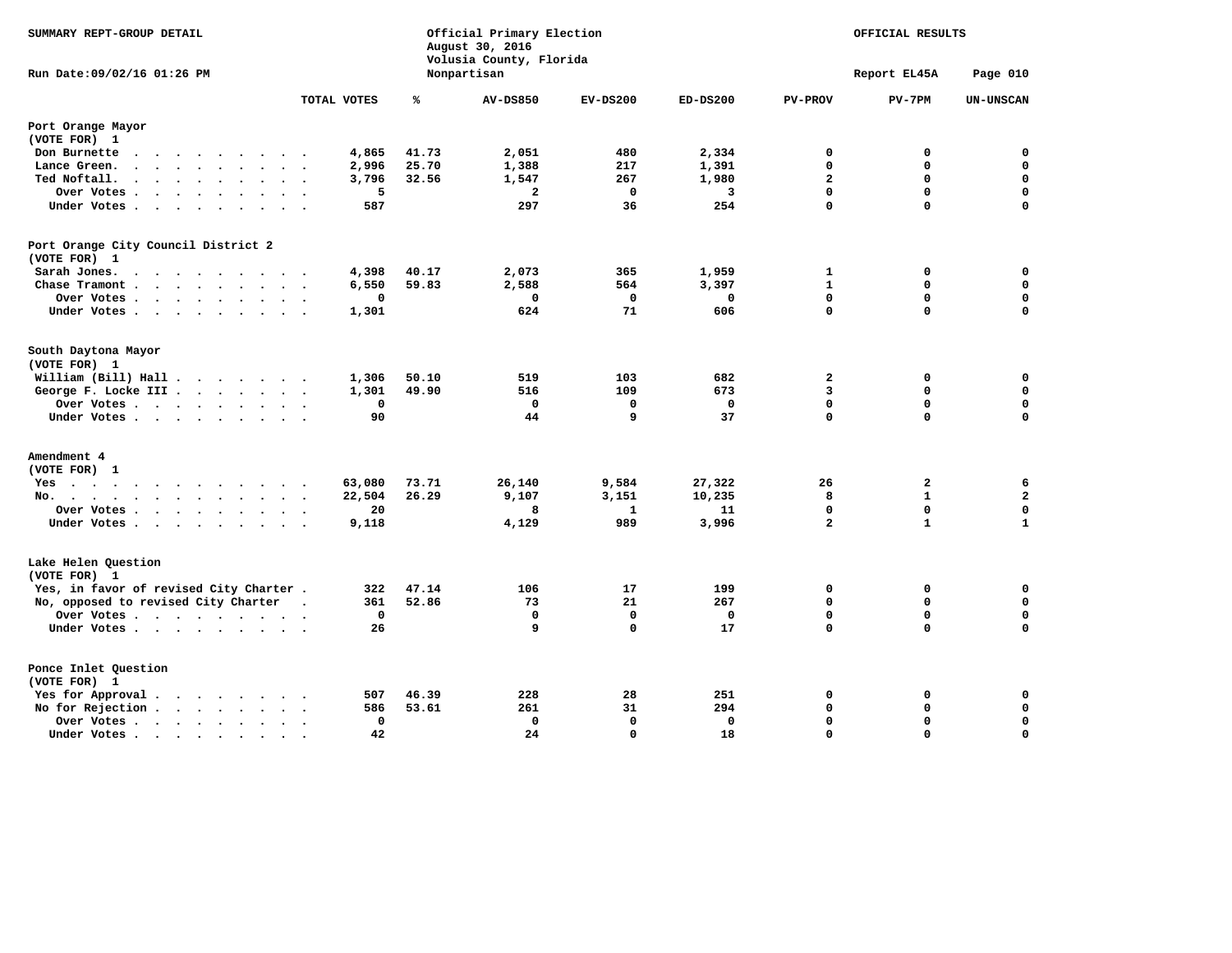SUMMARY REPT-GROUP DETAIL

Official Primary Election
August 30, 2016
Volusia County, Florida
Nonpartisan

OFFICIAL RESULTS

Run Date:09/02/16 01:26 PM

Report EL45A

| | TOTAL VOTES | % | AV-DS850 | EV-DS200 | ED-DS200 | PV-PROV | PV-7PM | UN-UNSCAN |
|---|---|---|---|---|---|---|---|---|
| **Port Orange Mayor (VOTE FOR) 1** | | | | | | | | |
| Don Burnette | 4,865 | 41.73 | 2,051 | 480 | 2,334 | 0 | 0 | 0 |
| Lance Green. | 2,996 | 25.70 | 1,388 | 217 | 1,391 | 0 | 0 | 0 |
| Ted Noftall. | 3,796 | 32.56 | 1,547 | 267 | 1,980 | 2 | 0 | 0 |
| Over Votes | 5 | | 2 | 0 | 3 | 0 | 0 | 0 |
| Under Votes | 587 | | 297 | 36 | 254 | 0 | 0 | 0 |
| **Port Orange City Council District 2 (VOTE FOR) 1** | | | | | | | | |
| Sarah Jones. | 4,398 | 40.17 | 2,073 | 365 | 1,959 | 1 | 0 | 0 |
| Chase Tramont | 6,550 | 59.83 | 2,588 | 564 | 3,397 | 1 | 0 | 0 |
| Over Votes | 0 | | 0 | 0 | 0 | 0 | 0 | 0 |
| Under Votes | 1,301 | | 624 | 71 | 606 | 0 | 0 | 0 |
| **South Daytona Mayor (VOTE FOR) 1** | | | | | | | | |
| William (Bill) Hall | 1,306 | 50.10 | 519 | 103 | 682 | 2 | 0 | 0 |
| George F. Locke III | 1,301 | 49.90 | 516 | 109 | 673 | 3 | 0 | 0 |
| Over Votes | 0 | | 0 | 0 | 0 | 0 | 0 | 0 |
| Under Votes | 90 | | 44 | 9 | 37 | 0 | 0 | 0 |
| **Amendment 4 (VOTE FOR) 1** | | | | | | | | |
| Yes | 63,080 | 73.71 | 26,140 | 9,584 | 27,322 | 26 | 2 | 6 |
| No. | 22,504 | 26.29 | 9,107 | 3,151 | 10,235 | 8 | 1 | 2 |
| Over Votes | 20 | | 8 | 1 | 11 | 0 | 0 | 0 |
| Under Votes | 9,118 | | 4,129 | 989 | 3,996 | 2 | 1 | 1 |
| **Lake Helen Question (VOTE FOR) 1** | | | | | | | | |
| Yes, in favor of revised City Charter | 322 | 47.14 | 106 | 17 | 199 | 0 | 0 | 0 |
| No, opposed to revised City Charter | 361 | 52.86 | 73 | 21 | 267 | 0 | 0 | 0 |
| Over Votes | 0 | | 0 | 0 | 0 | 0 | 0 | 0 |
| Under Votes | 26 | | 9 | 0 | 17 | 0 | 0 | 0 |
| **Ponce Inlet Question (VOTE FOR) 1** | | | | | | | | |
| Yes for Approval | 507 | 46.39 | 228 | 28 | 251 | 0 | 0 | 0 |
| No for Rejection | 586 | 53.61 | 261 | 31 | 294 | 0 | 0 | 0 |
| Over Votes | 0 | | 0 | 0 | 0 | 0 | 0 | 0 |
| Under Votes | 42 | | 24 | 0 | 18 | 0 | 0 | 0 |